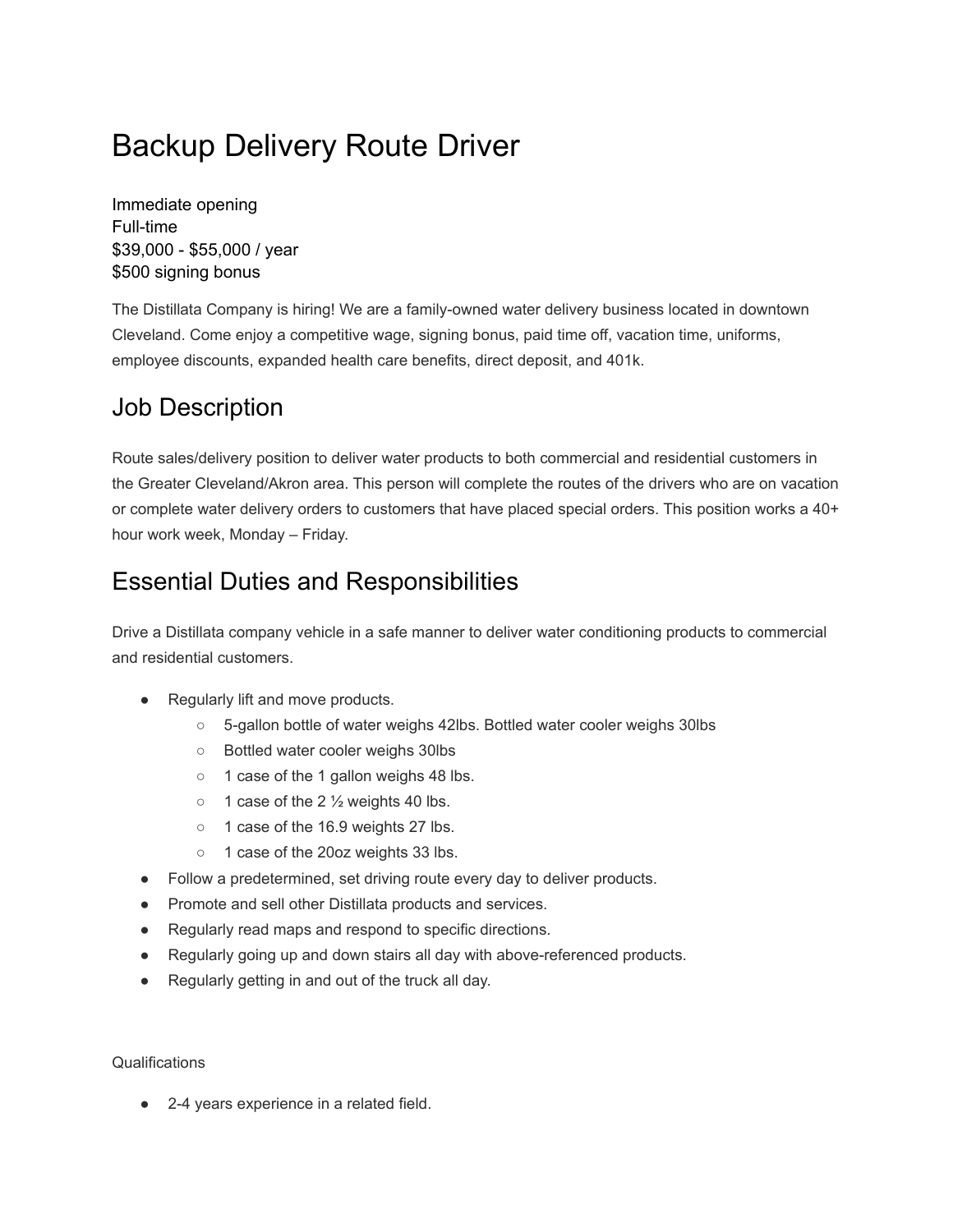# Backup Delivery Route Driver

Immediate opening
Full-time
$39,000 - $55,000 / year
$500 signing bonus

The Distillata Company is hiring! We are a family-owned water delivery business located in downtown Cleveland. Come enjoy a competitive wage, signing bonus, paid time off, vacation time, uniforms, employee discounts, expanded health care benefits, direct deposit, and 401k.

## Job Description

Route sales/delivery position to deliver water products to both commercial and residential customers in the Greater Cleveland/Akron area. This person will complete the routes of the drivers who are on vacation or complete water delivery orders to customers that have placed special orders. This position works a 40+ hour work week, Monday – Friday.

## Essential Duties and Responsibilities

Drive a Distillata company vehicle in a safe manner to deliver water conditioning products to commercial and residential customers.

- Regularly lift and move products.
  - 5-gallon bottle of water weighs 42lbs. Bottled water cooler weighs 30lbs
  - Bottled water cooler weighs 30lbs
  - 1 case of the 1 gallon weighs 48 lbs.
  - 1 case of the 2 ½ weights 40 lbs.
  - 1 case of the 16.9 weights 27 lbs.
  - 1 case of the 20oz weights 33 lbs.
- Follow a predetermined, set driving route every day to deliver products.
- Promote and sell other Distillata products and services.
- Regularly read maps and respond to specific directions.
- Regularly going up and down stairs all day with above-referenced products.
- Regularly getting in and out of the truck all day.

Qualifications

- 2-4 years experience in a related field.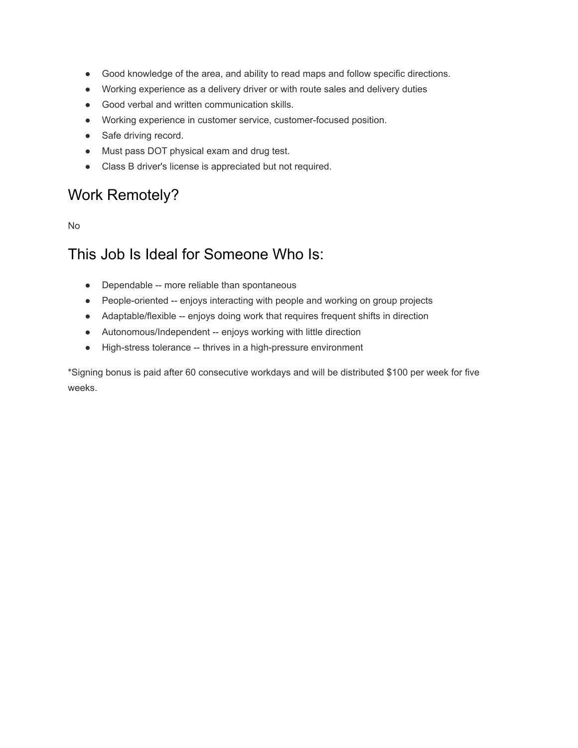- Good knowledge of the area, and ability to read maps and follow specific directions.
- Working experience as a delivery driver or with route sales and delivery duties
- Good verbal and written communication skills.
- Working experience in customer service, customer-focused position.
- Safe driving record.
- Must pass DOT physical exam and drug test.
- Class B driver's license is appreciated but not required.

## Work Remotely?

No

## This Job Is Ideal for Someone Who Is:

- Dependable -- more reliable than spontaneous
- People-oriented -- enjoys interacting with people and working on group projects
- Adaptable/flexible -- enjoys doing work that requires frequent shifts in direction
- Autonomous/Independent -- enjoys working with little direction
- High-stress tolerance -- thrives in a high-pressure environment

*Signing bonus is paid after 60 consecutive workdays and will be distributed $100 per week for five weeks.